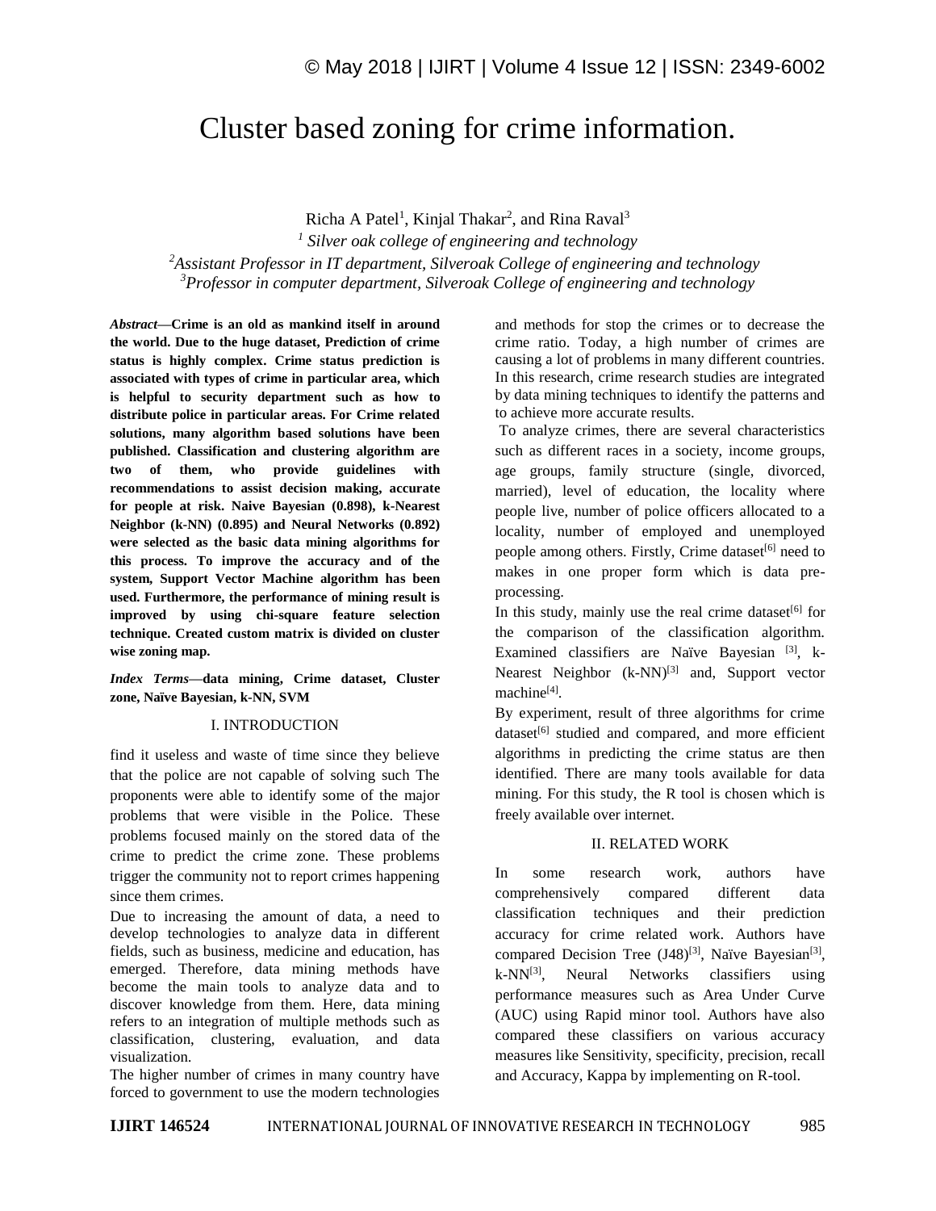# Cluster based zoning for crime information.

Richa A Patel[1], Kinjal Thakar[2], and Rina Raval[3]

[1] *Silver oak college of engineering and technology*

[2]*Assistant Professor in IT department, Silveroak College of engineering and technology*

[3]*Professor in computer department, Silveroak College of engineering and technology*

***Abstract*—Crime is an old as mankind itself in around the world. Due to the huge dataset, Prediction of crime status is highly complex. Crime status prediction is associated with types of crime in particular area, which is helpful to security department such as how to distribute police in particular areas. For Crime related solutions, many algorithm based solutions have been published. Classification and clustering algorithm are two of them, who provide guidelines with recommendations to assist decision making, accurate for people at risk. Naive Bayesian (0.898), k-Nearest Neighbor (k-NN) (0.895) and Neural Networks (0.892) were selected as the basic data mining algorithms for this process. To improve the accuracy and of the system, Support Vector Machine algorithm has been used. Furthermore, the performance of mining result is improved by using chi-square feature selection technique. Created custom matrix is divided on cluster wise zoning map.**

***Index Terms*—data mining, Crime dataset, Cluster zone, Naïve Bayesian, k-NN, SVM**

## I. INTRODUCTION

find it useless and waste of time since they believe that the police are not capable of solving such The proponents were able to identify some of the major problems that were visible in the Police. These problems focused mainly on the stored data of the crime to predict the crime zone. These problems trigger the community not to report crimes happening since them crimes.

Due to increasing the amount of data, a need to develop technologies to analyze data in different fields, such as business, medicine and education, has emerged. Therefore, data mining methods have become the main tools to analyze data and to discover knowledge from them. Here, data mining refers to an integration of multiple methods such as classification, clustering, evaluation, and data visualization.

The higher number of crimes in many country have forced to government to use the modern technologies and methods for stop the crimes or to decrease the crime ratio. Today, a high number of crimes are causing a lot of problems in many different countries. In this research, crime research studies are integrated by data mining techniques to identify the patterns and to achieve more accurate results.

To analyze crimes, there are several characteristics such as different races in a society, income groups, age groups, family structure (single, divorced, married), level of education, the locality where people live, number of police officers allocated to a locality, number of employed and unemployed people among others. Firstly, Crime dataset[6] need to makes in one proper form which is data pre-processing.

In this study, mainly use the real crime dataset[6] for the comparison of the classification algorithm. Examined classifiers are Naïve Bayesian [3], k-Nearest Neighbor (k-NN)[3] and, Support vector machine[4].

By experiment, result of three algorithms for crime dataset[6] studied and compared, and more efficient algorithms in predicting the crime status are then identified. There are many tools available for data mining. For this study, the R tool is chosen which is freely available over internet.

## II. RELATED WORK

In some research work, authors have comprehensively compared different data classification techniques and their prediction accuracy for crime related work. Authors have compared Decision Tree (J48)[3], Naïve Bayesian[3], k-NN[3], Neural Networks classifiers using performance measures such as Area Under Curve (AUC) using Rapid minor tool. Authors have also compared these classifiers on various accuracy measures like Sensitivity, specificity, precision, recall and Accuracy, Kappa by implementing on R-tool.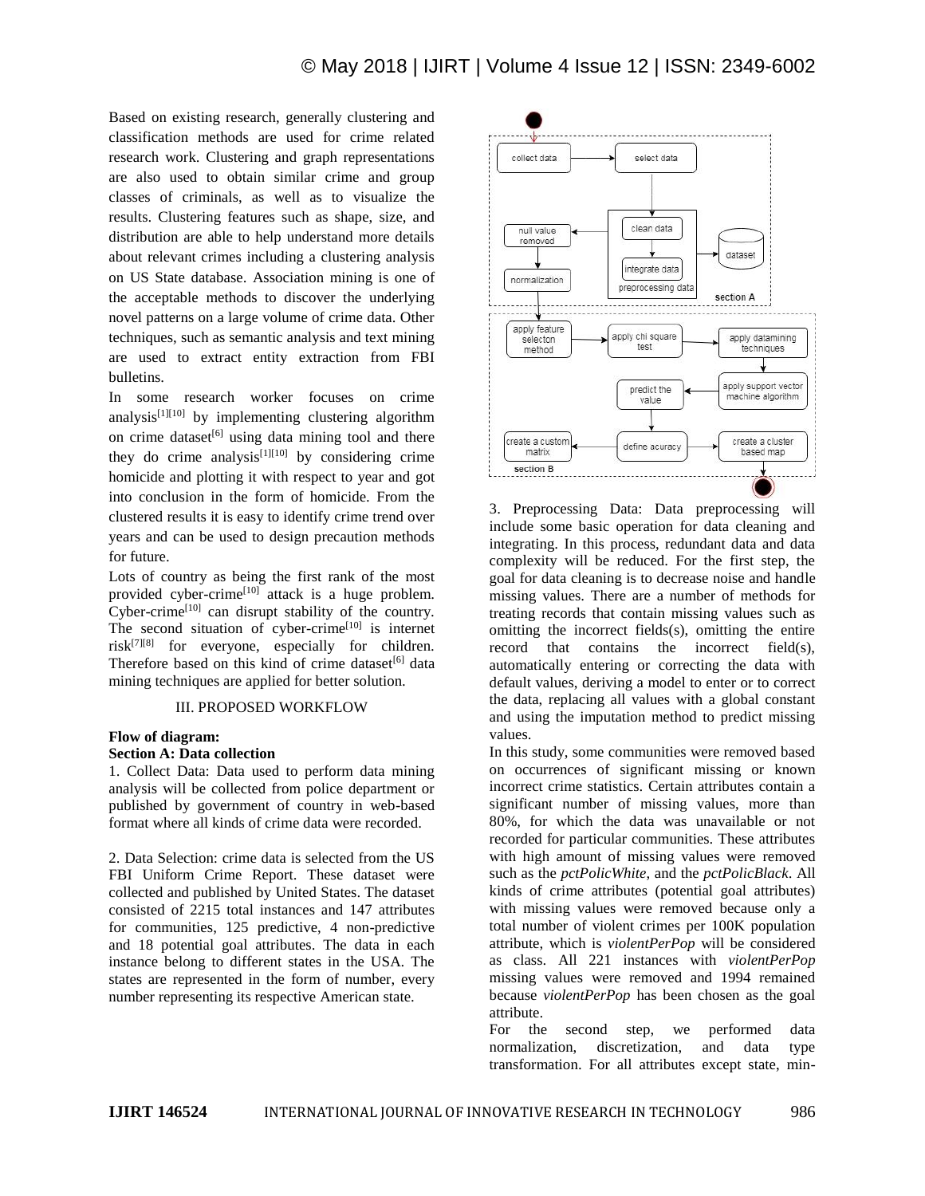Based on existing research, generally clustering and classification methods are used for crime related research work. Clustering and graph representations are also used to obtain similar crime and group classes of criminals, as well as to visualize the results. Clustering features such as shape, size, and distribution are able to help understand more details about relevant crimes including a clustering analysis on US State database. Association mining is one of the acceptable methods to discover the underlying novel patterns on a large volume of crime data. Other techniques, such as semantic analysis and text mining are used to extract entity extraction from FBI bulletins.

In some research worker focuses on crime analysis[1][10] by implementing clustering algorithm on crime dataset[6] using data mining tool and there they do crime analysis[1][10] by considering crime homicide and plotting it with respect to year and got into conclusion in the form of homicide. From the clustered results it is easy to identify crime trend over years and can be used to design precaution methods for future.

Lots of country as being the first rank of the most provided cyber-crime[10] attack is a huge problem. Cyber-crime[10] can disrupt stability of the country. The second situation of cyber-crime[10] is internet risk[7][8] for everyone, especially for children. Therefore based on this kind of crime dataset[6] data mining techniques are applied for better solution.

## III. PROPOSED WORKFLOW

**Flow of diagram:**

**Section A: Data collection**

1. Collect Data: Data used to perform data mining analysis will be collected from police department or published by government of country in web-based format where all kinds of crime data were recorded.

2. Data Selection: crime data is selected from the US FBI Uniform Crime Report. These dataset were collected and published by United States. The dataset consisted of 2215 total instances and 147 attributes for communities, 125 predictive, 4 non-predictive and 18 potential goal attributes. The data in each instance belong to different states in the USA. The states are represented in the form of number, every number representing its respective American state.

3. Preprocessing Data: Data preprocessing will include some basic operation for data cleaning and integrating. In this process, redundant data and data complexity will be reduced. For the first step, the goal for data cleaning is to decrease noise and handle missing values. There are a number of methods for treating records that contain missing values such as omitting the incorrect fields(s), omitting the entire record that contains the incorrect field(s), automatically entering or correcting the data with default values, deriving a model to enter or to correct the data, replacing all values with a global constant and using the imputation method to predict missing values.

In this study, some communities were removed based on occurrences of significant missing or known incorrect crime statistics. Certain attributes contain a significant number of missing values, more than 80%, for which the data was unavailable or not recorded for particular communities. These attributes with high amount of missing values were removed such as the *pctPolicWhite*, and the *pctPolicBlack*. All kinds of crime attributes (potential goal attributes) with missing values were removed because only a total number of violent crimes per 100K population attribute, which is *violentPerPop* will be considered as class. All 221 instances with *violentPerPop* missing values were removed and 1994 remained because *violentPerPop* has been chosen as the goal attribute.

For the second step, we performed data normalization, discretization, and data type transformation. For all attributes except state, min-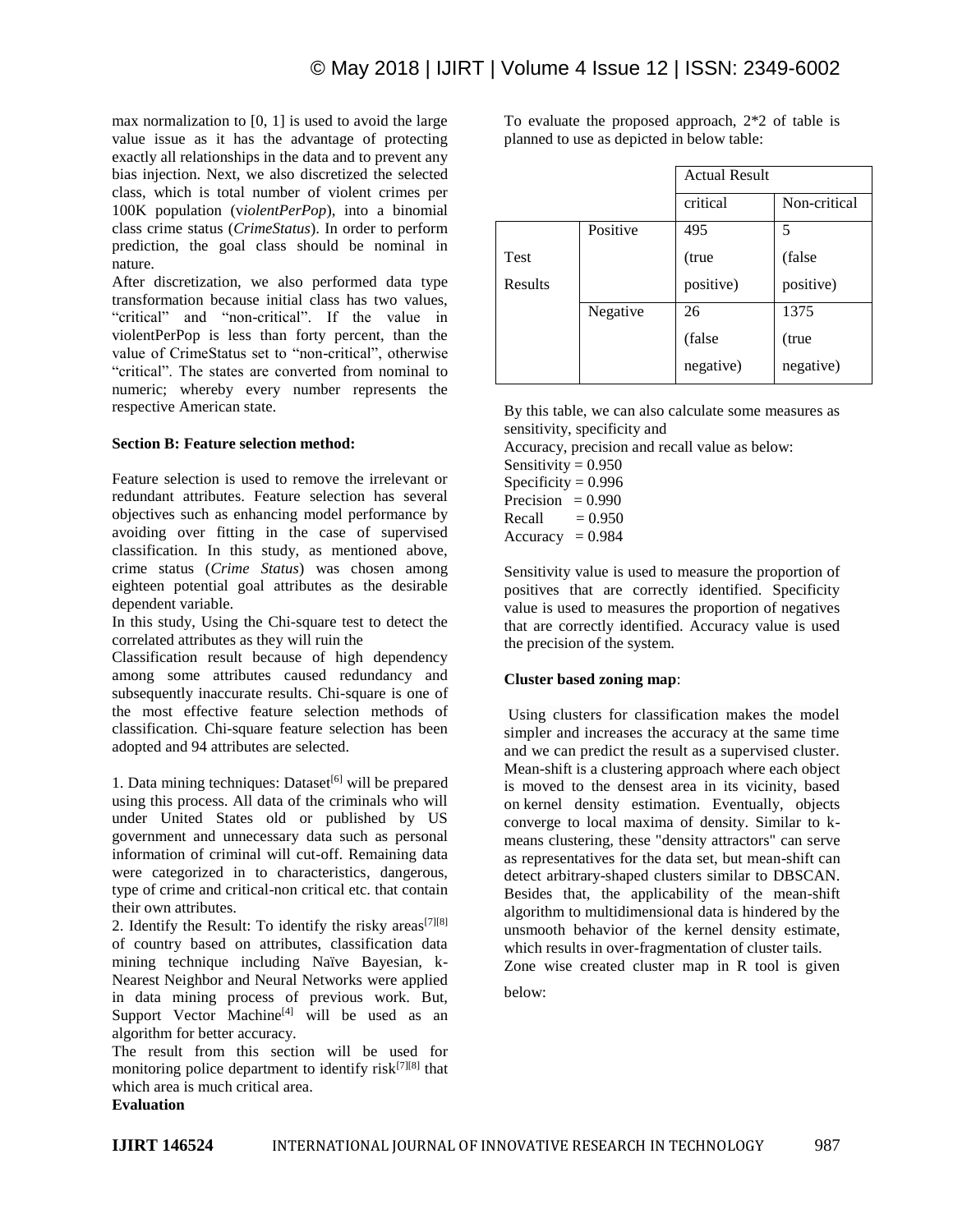max normalization to [0, 1] is used to avoid the large value issue as it has the advantage of protecting exactly all relationships in the data and to prevent any bias injection. Next, we also discretized the selected class, which is total number of violent crimes per 100K population (*violentPerPop*), into a binomial class crime status (*CrimeStatus*). In order to perform prediction, the goal class should be nominal in nature.

After discretization, we also performed data type transformation because initial class has two values, “critical” and “non-critical”. If the value in violentPerPop is less than forty percent, than the value of CrimeStatus set to “non-critical”, otherwise “critical”. The states are converted from nominal to numeric; whereby every number represents the respective American state.

**Section B: Feature selection method:**

Feature selection is used to remove the irrelevant or redundant attributes. Feature selection has several objectives such as enhancing model performance by avoiding over fitting in the case of supervised classification. In this study, as mentioned above, crime status (*Crime Status*) was chosen among eighteen potential goal attributes as the desirable dependent variable.

In this study, Using the Chi-square test to detect the correlated attributes as they will ruin the Classification result because of high dependency among some attributes caused redundancy and subsequently inaccurate results. Chi-square is one of the most effective feature selection methods of classification. Chi-square feature selection has been adopted and 94 attributes are selected.

1. Data mining techniques: Dataset[6] will be prepared using this process. All data of the criminals who will under United States old or published by US government and unnecessary data such as personal information of criminal will cut-off. Remaining data were categorized in to characteristics, dangerous, type of crime and critical-non critical etc. that contain their own attributes.

2. Identify the Result: To identify the risky areas[7][8] of country based on attributes, classification data mining technique including Naïve Bayesian, k-Nearest Neighbor and Neural Networks were applied in data mining process of previous work. But, Support Vector Machine[4] will be used as an algorithm for better accuracy.

The result from this section will be used for monitoring police department to identify risk[7][8] that which area is much critical area.

**Evaluation**

To evaluate the proposed approach, 2*2 of table is planned to use as depicted in below table:

| | | Actual Result | |
|---|---|---|---|
| | | critical | Non-critical |
| Test Results | Positive | 495 (true positive) | 5 (false positive) |
| | Negative | 26 (false negative) | 1375 (true negative) |

By this table, we can also calculate some measures as sensitivity, specificity and

Accuracy, precision and recall value as below:

Sensitivity = 0.950
Specificity = 0.996
Precision = 0.990
Recall = 0.950
Accuracy = 0.984

Sensitivity value is used to measure the proportion of positives that are correctly identified. Specificity value is used to measures the proportion of negatives that are correctly identified. Accuracy value is used the precision of the system.

**Cluster based zoning map**:

Using clusters for classification makes the model simpler and increases the accuracy at the same time and we can predict the result as a supervised cluster. Mean-shift is a clustering approach where each object is moved to the densest area in its vicinity, based on kernel density estimation. Eventually, objects converge to local maxima of density. Similar to k-means clustering, these "density attractors" can serve as representatives for the data set, but mean-shift can detect arbitrary-shaped clusters similar to DBSCAN. Besides that, the applicability of the mean-shift algorithm to multidimensional data is hindered by the unsmooth behavior of the kernel density estimate, which results in over-fragmentation of cluster tails.

Zone wise created cluster map in R tool is given below: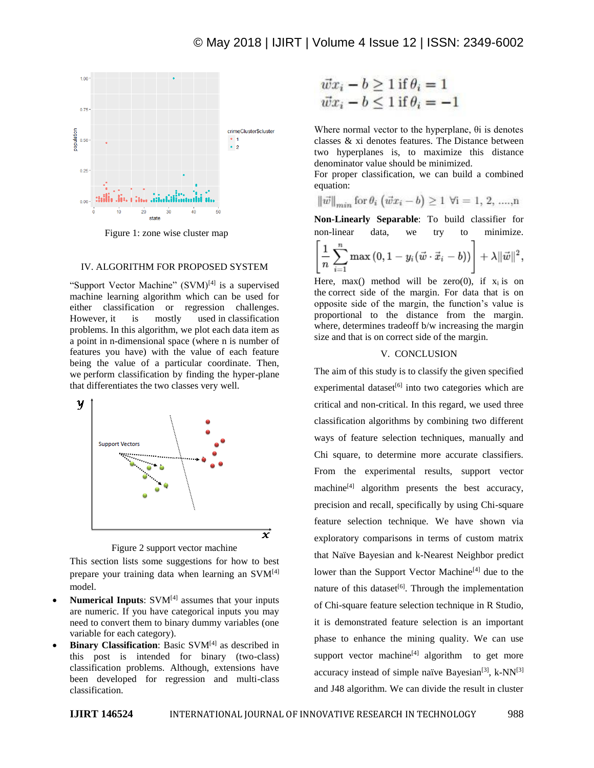Figure 1: zone wise cluster map

## IV. ALGORITHM FOR PROPOSED SYSTEM

"Support Vector Machine" (SVM)[4] is a supervised machine learning algorithm which can be used for either classification or regression challenges. However, it is mostly used in classification problems. In this algorithm, we plot each data item as a point in n-dimensional space (where n is number of features you have) with the value of each feature being the value of a particular coordinate. Then, we perform classification by finding the hyper-plane that differentiates the two classes very well.

Figure 2 support vector machine

This section lists some suggestions for how to best prepare your training data when learning an SVM[4] model.

- **Numerical Inputs**: SVM[4] assumes that your inputs are numeric. If you have categorical inputs you may need to convert them to binary dummy variables (one variable for each category).
- **Binary Classification**: Basic SVM[4] as described in this post is intended for binary (two-class) classification problems. Although, extensions have been developed for regression and multi-class classification.

$$\vec{w}x_i - b \geq 1 \text{ if } \theta_i = 1$$
$$\vec{w}x_i - b \leq 1 \text{ if } \theta_i = -1$$

Where normal vector to the hyperplane, θi is denotes classes & xi denotes features. The Distance between two hyperplanes is, to maximize this distance denominator value should be minimized.
For proper classification, we can build a combined equation:

$$\|\vec{w}\|_{min} \text{ for } \theta_i \left(\vec{w}x_i - b\right) \geq 1 \ \forall i = 1, 2, \ldots, n$$

**Non-Linearly Separable**: To build classifier for non-linear data, we try to minimize.

$$\left[\frac{1}{n}\sum_{i=1}^{n}\max\left(0, 1 - y_i(\vec{w}\cdot\vec{x}_i - b)\right)\right] + \lambda\|\vec{w}\|^2,$$

Here, max() method will be zero(0), if $x_i$ is on the correct side of the margin. For data that is on opposite side of the margin, the function's value is proportional to the distance from the margin. where, determines tradeoff b/w increasing the margin size and that is on correct side of the margin.

## V. CONCLUSION

The aim of this study is to classify the given specified experimental dataset[6] into two categories which are critical and non-critical. In this regard, we used three classification algorithms by combining two different ways of feature selection techniques, manually and Chi square, to determine more accurate classifiers. From the experimental results, support vector machine[4] algorithm presents the best accuracy, precision and recall, specifically by using Chi-square feature selection technique. We have shown via exploratory comparisons in terms of custom matrix that Naïve Bayesian and k-Nearest Neighbor predict lower than the Support Vector Machine[4] due to the nature of this dataset[6]. Through the implementation of Chi-square feature selection technique in R Studio, it is demonstrated feature selection is an important phase to enhance the mining quality. We can use support vector machine[4] algorithm to get more accuracy instead of simple naïve Bayesian[3], k-NN[3] and J48 algorithm. We can divide the result in cluster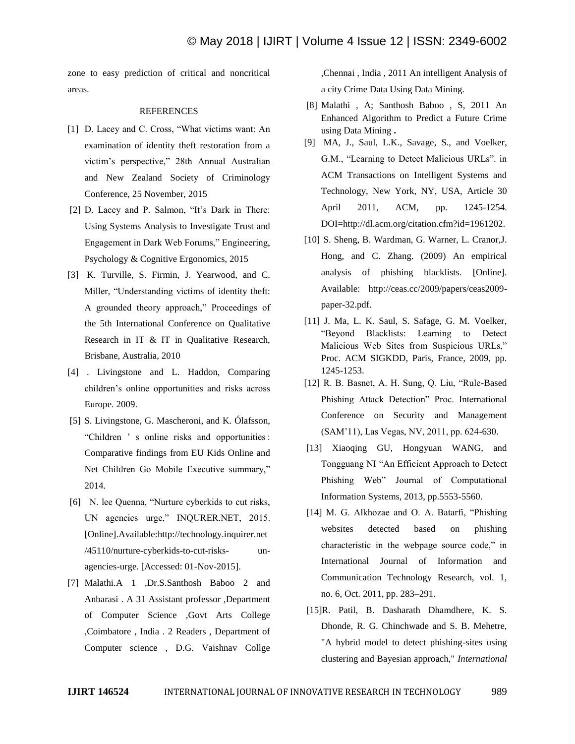zone to easy prediction of critical and noncritical areas.

## REFERENCES

[1] D. Lacey and C. Cross, "What victims want: An examination of identity theft restoration from a victim's perspective," 28th Annual Australian and New Zealand Society of Criminology Conference, 25 November, 2015

[2] D. Lacey and P. Salmon, "It's Dark in There: Using Systems Analysis to Investigate Trust and Engagement in Dark Web Forums," Engineering, Psychology & Cognitive Ergonomics, 2015

[3] K. Turville, S. Firmin, J. Yearwood, and C. Miller, "Understanding victims of identity theft: A grounded theory approach," Proceedings of the 5th International Conference on Qualitative Research in IT & IT in Qualitative Research, Brisbane, Australia, 2010

[4] . Livingstone and L. Haddon, Comparing children's online opportunities and risks across Europe. 2009.

[5] S. Livingstone, G. Mascheroni, and K. Ólafsson, "Children ' s online risks and opportunities : Comparative findings from EU Kids Online and Net Children Go Mobile Executive summary," 2014.

[6] N. lee Quenna, "Nurture cyberkids to cut risks, UN agencies urge," INQURER.NET, 2015. [Online].Available:http://technology.inquirer.net/45110/nurture-cyberkids-to-cut-risks- un-agencies-urge. [Accessed: 01-Nov-2015].

[7] Malathi.A 1 ,Dr.S.Santhosh Baboo 2 and Anbarasi . A 31 Assistant professor ,Department of Computer Science ,Govt Arts College ,Coimbatore , India . 2 Readers , Department of Computer science , D.G. Vaishnav Collge ,Chennai , India , 2011 An intelligent Analysis of a city Crime Data Using Data Mining.

[8] Malathi , A; Santhosh Baboo , S, 2011 An Enhanced Algorithm to Predict a Future Crime using Data Mining **.**

[9] MA, J., Saul, L.K., Savage, S., and Voelker, G.M., "Learning to Detect Malicious URLs". in ACM Transactions on Intelligent Systems and Technology, New York, NY, USA, Article 30 April 2011, ACM, pp. 1245-1254. DOI=http://dl.acm.org/citation.cfm?id=1961202.

[10] S. Sheng, B. Wardman, G. Warner, L. Cranor,J. Hong, and C. Zhang. (2009) An empirical analysis of phishing blacklists. [Online]. Available: http://ceas.cc/2009/papers/ceas2009-paper-32.pdf.

[11] J. Ma, L. K. Saul, S. Safage, G. M. Voelker, "Beyond Blacklists: Learning to Detect Malicious Web Sites from Suspicious URLs," Proc. ACM SIGKDD, Paris, France, 2009, pp. 1245-1253.

[12] R. B. Basnet, A. H. Sung, Q. Liu, "Rule-Based Phishing Attack Detection" Proc. International Conference on Security and Management (SAM'11), Las Vegas, NV, 2011, pp. 624-630.

[13] Xiaoqing GU, Hongyuan WANG, and Tongguang NI "An Efficient Approach to Detect Phishing Web" Journal of Computational Information Systems, 2013, pp.5553-5560.

[14] M. G. Alkhozae and O. A. Batarfi, "Phishing websites detected based on phishing characteristic in the webpage source code," in International Journal of Information and Communication Technology Research, vol. 1, no. 6, Oct. 2011, pp. 283–291.

[15]R. Patil, B. Dasharath Dhamdhere, K. S. Dhonde, R. G. Chinchwade and S. B. Mehetre, "A hybrid model to detect phishing-sites using clustering and Bayesian approach," *International*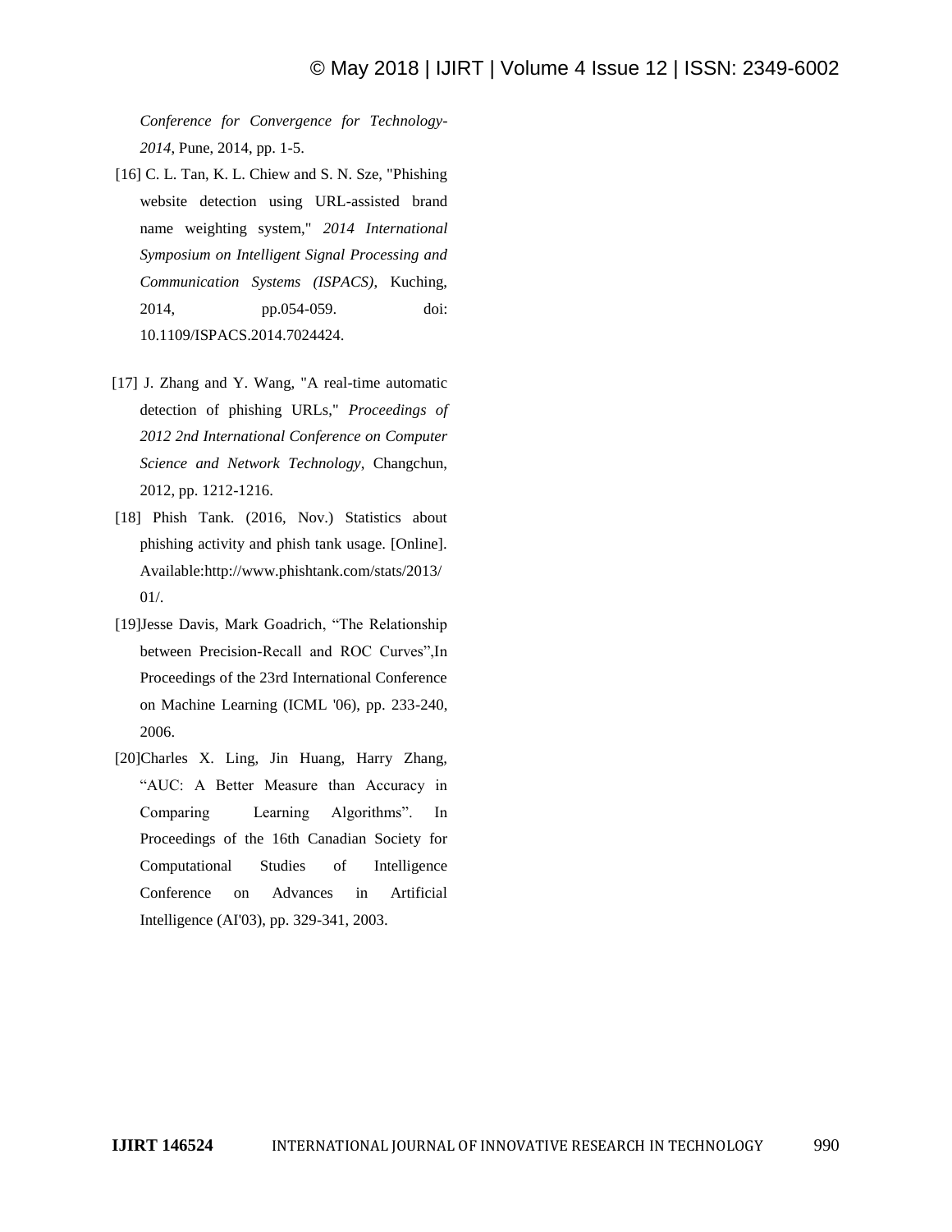*Conference for Convergence for Technology-2014*, Pune, 2014, pp. 1-5.

[16] C. L. Tan, K. L. Chiew and S. N. Sze, "Phishing website detection using URL-assisted brand name weighting system," *2014 International Symposium on Intelligent Signal Processing and Communication Systems (ISPACS)*, Kuching, 2014, pp.054-059. doi: 10.1109/ISPACS.2014.7024424.

[17] J. Zhang and Y. Wang, "A real-time automatic detection of phishing URLs," *Proceedings of 2012 2nd International Conference on Computer Science and Network Technology*, Changchun, 2012, pp. 1212-1216.

[18] Phish Tank. (2016, Nov.) Statistics about phishing activity and phish tank usage. [Online]. Available:http://www.phishtank.com/stats/2013/01/.

[19]Jesse Davis, Mark Goadrich, "The Relationship between Precision-Recall and ROC Curves",In Proceedings of the 23rd International Conference on Machine Learning (ICML '06), pp. 233-240, 2006.

[20]Charles X. Ling, Jin Huang, Harry Zhang, "AUC: A Better Measure than Accuracy in Comparing Learning Algorithms". In Proceedings of the 16th Canadian Society for Computational Studies of Intelligence Conference on Advances in Artificial Intelligence (AI'03), pp. 329-341, 2003.